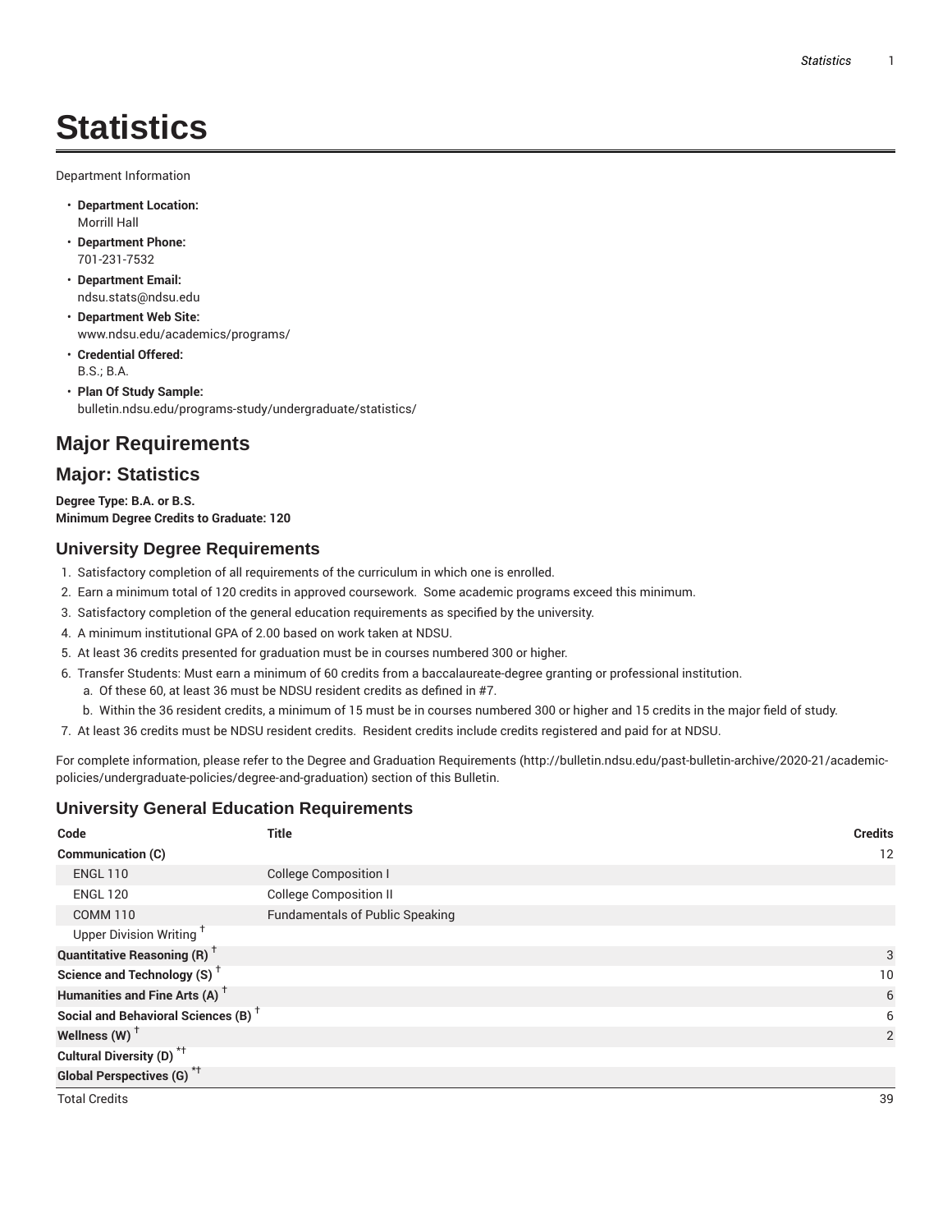# Statistics

Department Information

- **Department Location:**
  Morrill Hall
- **Department Phone:**
  701-231-7532
- **Department Email:**
  ndsu.stats@ndsu.edu
- **Department Web Site:**
  www.ndsu.edu/academics/programs/
- **Credential Offered:**
  B.S.; B.A.
- **Plan Of Study Sample:**
  bulletin.ndsu.edu/programs-study/undergraduate/statistics/

## Major Requirements

## Major: Statistics

**Degree Type: B.A. or B.S.**
**Minimum Degree Credits to Graduate: 120**

### University Degree Requirements

1. Satisfactory completion of all requirements of the curriculum in which one is enrolled.
2. Earn a minimum total of 120 credits in approved coursework. Some academic programs exceed this minimum.
3. Satisfactory completion of the general education requirements as specified by the university.
4. A minimum institutional GPA of 2.00 based on work taken at NDSU.
5. At least 36 credits presented for graduation must be in courses numbered 300 or higher.
6. Transfer Students: Must earn a minimum of 60 credits from a baccalaureate-degree granting or professional institution.
   a. Of these 60, at least 36 must be NDSU resident credits as defined in #7.
   b. Within the 36 resident credits, a minimum of 15 must be in courses numbered 300 or higher and 15 credits in the major field of study.
7. At least 36 credits must be NDSU resident credits. Resident credits include credits registered and paid for at NDSU.

For complete information, please refer to the Degree and Graduation Requirements (http://bulletin.ndsu.edu/past-bulletin-archive/2020-21/academic-policies/undergraduate-policies/degree-and-graduation) section of this Bulletin.

### University General Education Requirements

| Code | Title | Credits |
| --- | --- | --- |
| **Communication (C)** | | 12 |
| ENGL 110 | College Composition I | |
| ENGL 120 | College Composition II | |
| COMM 110 | Fundamentals of Public Speaking | |
| Upper Division Writing † | | |
| **Quantitative Reasoning (R)** † | | 3 |
| **Science and Technology (S)** † | | 10 |
| **Humanities and Fine Arts (A)** † | | 6 |
| **Social and Behavioral Sciences (B)** † | | 6 |
| **Wellness (W)** † | | 2 |
| **Cultural Diversity (D)** *† | | |
| **Global Perspectives (G)** *† | | |
| Total Credits | | 39 |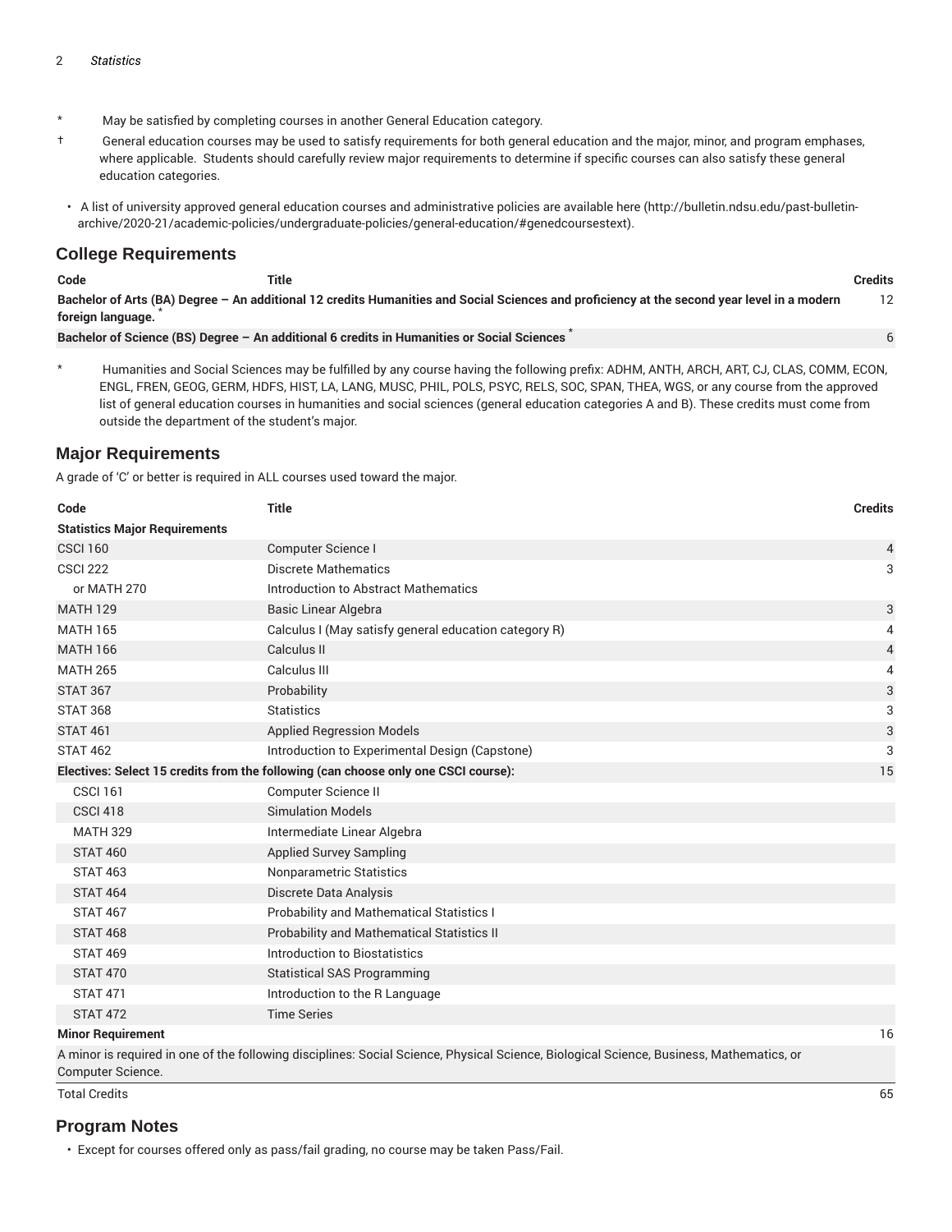\* May be satisfied by completing courses in another General Education category.

† General education courses may be used to satisfy requirements for both general education and the major, minor, and program emphases, where applicable. Students should carefully review major requirements to determine if specific courses can also satisfy these general education categories.

- A list of university approved general education courses and administrative policies are available here (http://bulletin.ndsu.edu/past-bulletin-archive/2020-21/academic-policies/undergraduate-policies/general-education/#genedcoursestext).

## College Requirements

| Code | Title | Credits |
|---|---|---|
| **Bachelor of Arts (BA) Degree – An additional 12 credits Humanities and Social Sciences and proficiency at the second year level in a modern foreign language.** * | | 12 |
| **Bachelor of Science (BS) Degree – An additional 6 credits in Humanities or Social Sciences** * | | 6 |

\* Humanities and Social Sciences may be fulfilled by any course having the following prefix: ADHM, ANTH, ARCH, ART, CJ, CLAS, COMM, ECON, ENGL, FREN, GEOG, GERM, HDFS, HIST, LA, LANG, MUSC, PHIL, POLS, PSYC, RELS, SOC, SPAN, THEA, WGS, or any course from the approved list of general education courses in humanities and social sciences (general education categories A and B). These credits must come from outside the department of the student's major.

## Major Requirements

A grade of 'C' or better is required in ALL courses used toward the major.

| Code | Title | Credits |
|---|---|---|
| **Statistics Major Requirements** | | |
| CSCI 160 | Computer Science I | 4 |
| CSCI 222 | Discrete Mathematics | 3 |
| or MATH 270 | Introduction to Abstract Mathematics | |
| MATH 129 | Basic Linear Algebra | 3 |
| MATH 165 | Calculus I (May satisfy general education category R) | 4 |
| MATH 166 | Calculus II | 4 |
| MATH 265 | Calculus III | 4 |
| STAT 367 | Probability | 3 |
| STAT 368 | Statistics | 3 |
| STAT 461 | Applied Regression Models | 3 |
| STAT 462 | Introduction to Experimental Design (Capstone) | 3 |
| **Electives: Select 15 credits from the following (can choose only one CSCI course):** | | 15 |
| CSCI 161 | Computer Science II | |
| CSCI 418 | Simulation Models | |
| MATH 329 | Intermediate Linear Algebra | |
| STAT 460 | Applied Survey Sampling | |
| STAT 463 | Nonparametric Statistics | |
| STAT 464 | Discrete Data Analysis | |
| STAT 467 | Probability and Mathematical Statistics I | |
| STAT 468 | Probability and Mathematical Statistics II | |
| STAT 469 | Introduction to Biostatistics | |
| STAT 470 | Statistical SAS Programming | |
| STAT 471 | Introduction to the R Language | |
| STAT 472 | Time Series | |
| **Minor Requirement** | | 16 |
| A minor is required in one of the following disciplines: Social Science, Physical Science, Biological Science, Business, Mathematics, or Computer Science. | | |
| Total Credits | | 65 |

## Program Notes

- Except for courses offered only as pass/fail grading, no course may be taken Pass/Fail.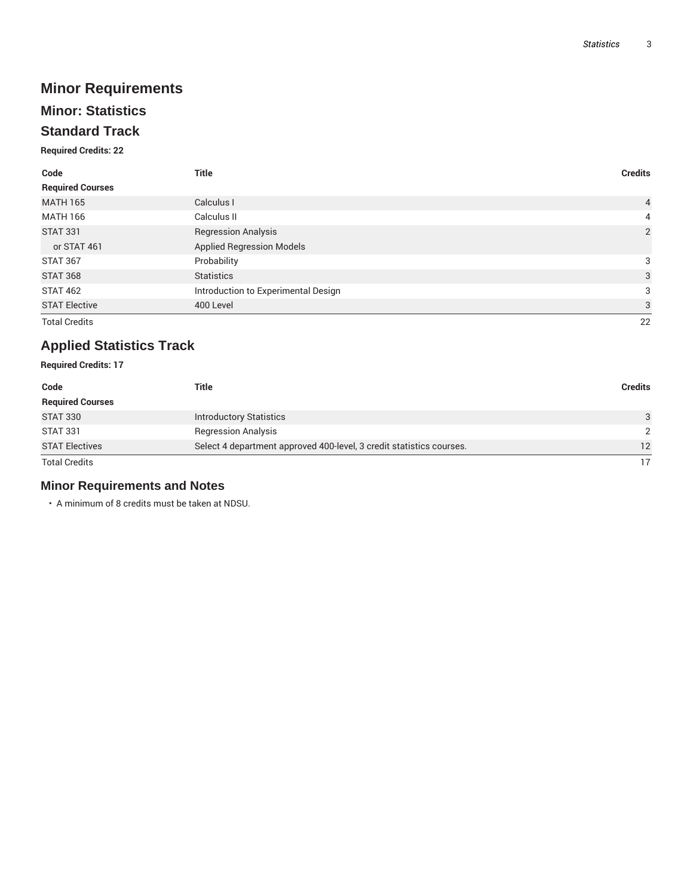# Minor Requirements

## Minor: Statistics

## Standard Track

**Required Credits: 22**

| Code | Title | Credits |
|---|---|---|
| **Required Courses** | | |
| MATH 165 | Calculus I | 4 |
| MATH 166 | Calculus II | 4 |
| STAT 331 | Regression Analysis | 2 |
| or STAT 461 | Applied Regression Models | |
| STAT 367 | Probability | 3 |
| STAT 368 | Statistics | 3 |
| STAT 462 | Introduction to Experimental Design | 3 |
| STAT Elective | 400 Level | 3 |
| Total Credits | | 22 |

## Applied Statistics Track

**Required Credits: 17**

| Code | Title | Credits |
|---|---|---|
| **Required Courses** | | |
| STAT 330 | Introductory Statistics | 3 |
| STAT 331 | Regression Analysis | 2 |
| STAT Electives | Select 4 department approved 400-level, 3 credit statistics courses. | 12 |
| Total Credits | | 17 |

## Minor Requirements and Notes

- A minimum of 8 credits must be taken at NDSU.